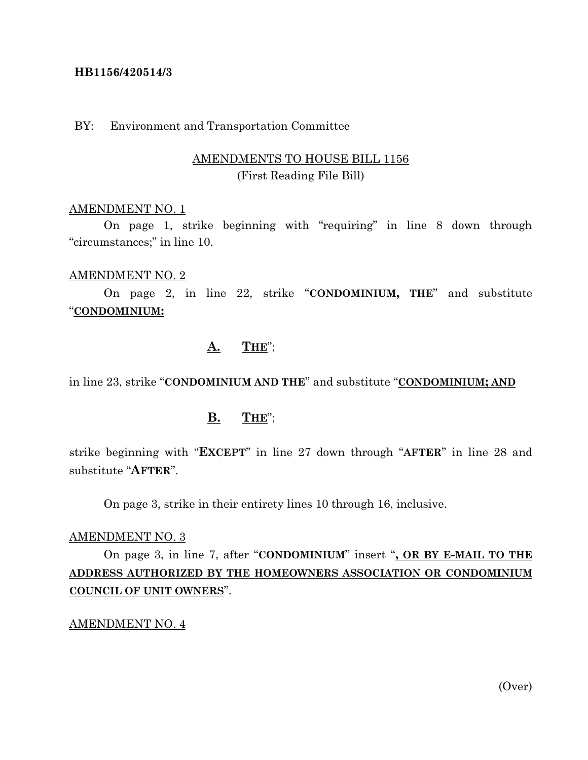**HB1156/420514/3**

BY: Environment and Transportation Committee

AMENDMENTS TO HOUSE BILL 1156
(First Reading File Bill)

AMENDMENT NO. 1

On page 1, strike beginning with "requiring" in line 8 down through "circumstances;" in line 10.

AMENDMENT NO. 2

On page 2, in line 22, strike "**CONDOMINIUM, THE**" and substitute "**CONDOMINIUM:**

**A. THE**";

in line 23, strike "**CONDOMINIUM AND THE**" and substitute "**CONDOMINIUM; AND**

**B. THE**";

strike beginning with "**EXCEPT**" in line 27 down through "**AFTER**" in line 28 and substitute "**AFTER**".

On page 3, strike in their entirety lines 10 through 16, inclusive.

AMENDMENT NO. 3

On page 3, in line 7, after "**CONDOMINIUM**" insert "**, OR BY E-MAIL TO THE ADDRESS AUTHORIZED BY THE HOMEOWNERS ASSOCIATION OR CONDOMINIUM COUNCIL OF UNIT OWNERS**".

AMENDMENT NO. 4

(Over)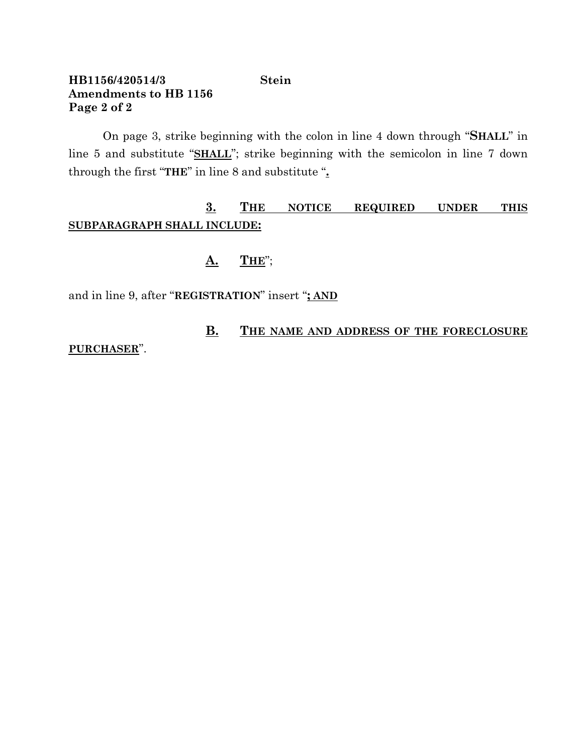On page 3, strike beginning with the colon in line 4 down through "**SHALL**" in line 5 and substitute "**SHALL**"; strike beginning with the semicolon in line 7 down through the first "**THE**" in line 8 and substitute "**.**

**3. THE NOTICE REQUIRED UNDER THIS SUBPARAGRAPH SHALL INCLUDE:**

**A. THE**";

and in line 9, after "**REGISTRATION**" insert "**; AND**

**B. THE NAME AND ADDRESS OF THE FORECLOSURE PURCHASER**".